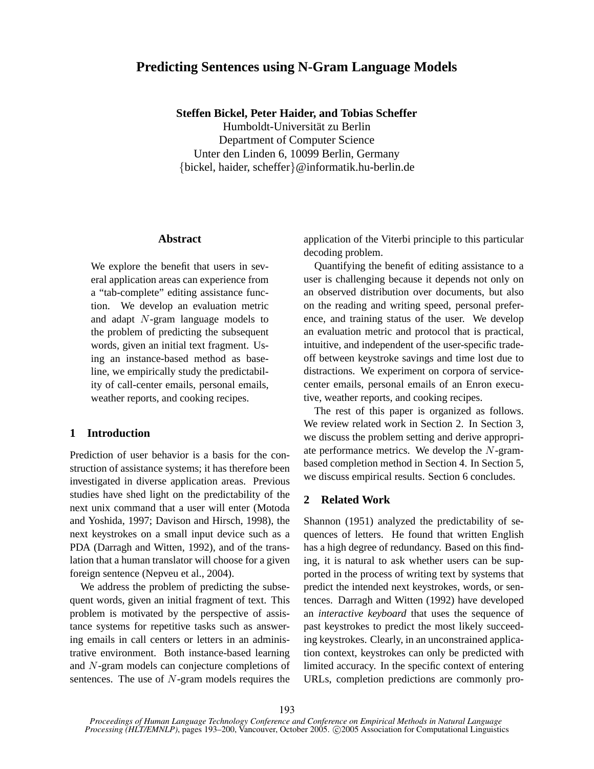# Predicting Sentences using N-Gram Language Models

**Steffen Bickel, Peter Haider, and Tobias Scheffer**
Humboldt-Universität zu Berlin
Department of Computer Science
Unter den Linden 6, 10099 Berlin, Germany
{bickel, haider, scheffer}@informatik.hu-berlin.de

## Abstract

We explore the benefit that users in several application areas can experience from a "tab-complete" editing assistance function. We develop an evaluation metric and adapt $N$-gram language models to the problem of predicting the subsequent words, given an initial text fragment. Using an instance-based method as baseline, we empirically study the predictability of call-center emails, personal emails, weather reports, and cooking recipes.

## 1 Introduction

Prediction of user behavior is a basis for the construction of assistance systems; it has therefore been investigated in diverse application areas. Previous studies have shed light on the predictability of the next unix command that a user will enter (Motoda and Yoshida, 1997; Davison and Hirsch, 1998), the next keystrokes on a small input device such as a PDA (Darragh and Witten, 1992), and of the translation that a human translator will choose for a given foreign sentence (Nepveu et al., 2004).

We address the problem of predicting the subsequent words, given an initial fragment of text. This problem is motivated by the perspective of assistance systems for repetitive tasks such as answering emails in call centers or letters in an administrative environment. Both instance-based learning and $N$-gram models can conjecture completions of sentences. The use of $N$-gram models requires the application of the Viterbi principle to this particular decoding problem.

Quantifying the benefit of editing assistance to a user is challenging because it depends not only on an observed distribution over documents, but also on the reading and writing speed, personal preference, and training status of the user. We develop an evaluation metric and protocol that is practical, intuitive, and independent of the user-specific trade-off between keystroke savings and time lost due to distractions. We experiment on corpora of service-center emails, personal emails of an Enron executive, weather reports, and cooking recipes.

The rest of this paper is organized as follows. We review related work in Section 2. In Section 3, we discuss the problem setting and derive appropriate performance metrics. We develop the $N$-gram-based completion method in Section 4. In Section 5, we discuss empirical results. Section 6 concludes.

## 2 Related Work

Shannon (1951) analyzed the predictability of sequences of letters. He found that written English has a high degree of redundancy. Based on this finding, it is natural to ask whether users can be supported in the process of writing text by systems that predict the intended next keystrokes, words, or sentences. Darragh and Witten (1992) have developed an *interactive keyboard* that uses the sequence of past keystrokes to predict the most likely succeeding keystrokes. Clearly, in an unconstrained application context, keystrokes can only be predicted with limited accuracy. In the specific context of entering URLs, completion predictions are commonly pro-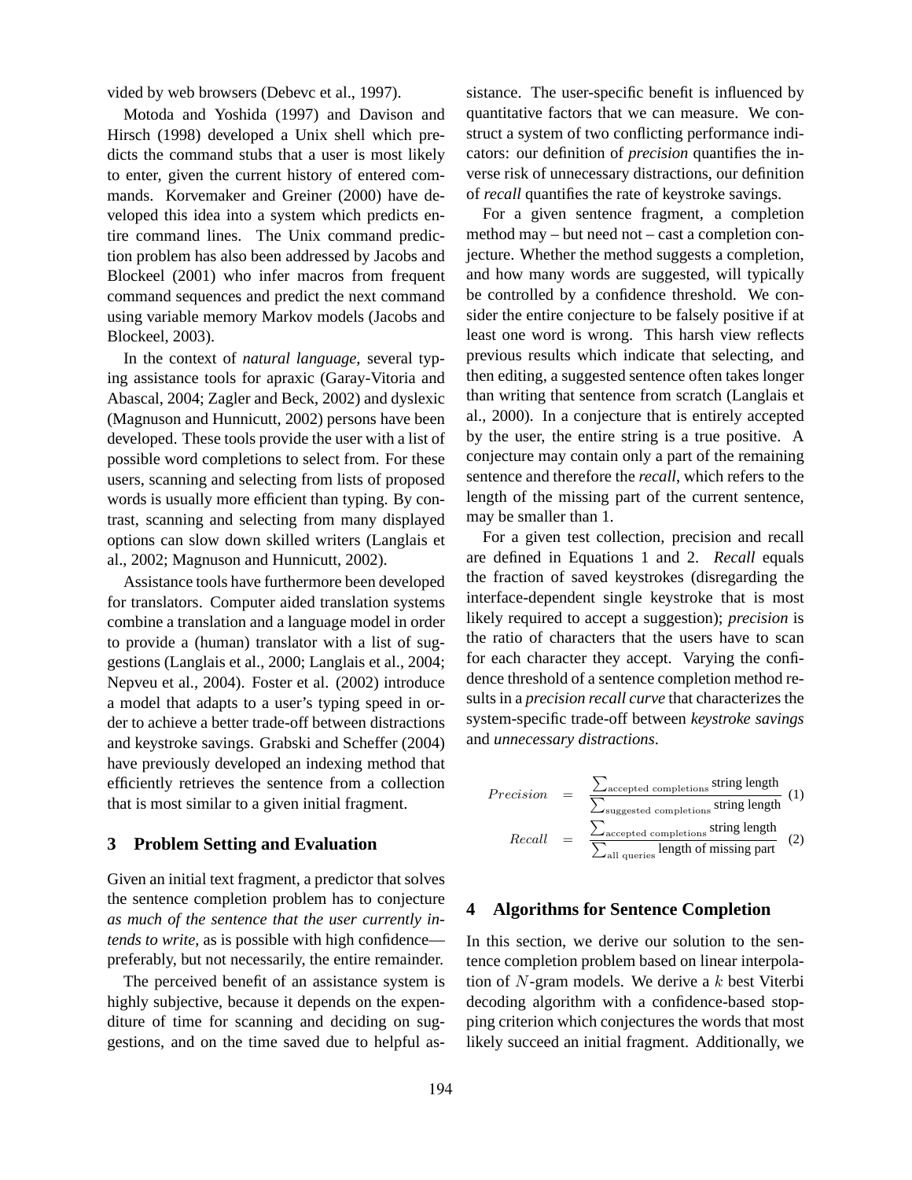vided by web browsers (Debevc et al., 1997).

Motoda and Yoshida (1997) and Davison and Hirsch (1998) developed a Unix shell which predicts the command stubs that a user is most likely to enter, given the current history of entered commands. Korvemaker and Greiner (2000) have developed this idea into a system which predicts entire command lines. The Unix command prediction problem has also been addressed by Jacobs and Blockeel (2001) who infer macros from frequent command sequences and predict the next command using variable memory Markov models (Jacobs and Blockeel, 2003).

In the context of *natural language*, several typing assistance tools for apraxic (Garay-Vitoria and Abascal, 2004; Zagler and Beck, 2002) and dyslexic (Magnuson and Hunnicutt, 2002) persons have been developed. These tools provide the user with a list of possible word completions to select from. For these users, scanning and selecting from lists of proposed words is usually more efficient than typing. By contrast, scanning and selecting from many displayed options can slow down skilled writers (Langlais et al., 2002; Magnuson and Hunnicutt, 2002).

Assistance tools have furthermore been developed for translators. Computer aided translation systems combine a translation and a language model in order to provide a (human) translator with a list of suggestions (Langlais et al., 2000; Langlais et al., 2004; Nepveu et al., 2004). Foster et al. (2002) introduce a model that adapts to a user's typing speed in order to achieve a better trade-off between distractions and keystroke savings. Grabski and Scheffer (2004) have previously developed an indexing method that efficiently retrieves the sentence from a collection that is most similar to a given initial fragment.

## 3 Problem Setting and Evaluation

Given an initial text fragment, a predictor that solves the sentence completion problem has to conjecture *as much of the sentence that the user currently intends to write*, as is possible with high confidence—preferably, but not necessarily, the entire remainder.

The perceived benefit of an assistance system is highly subjective, because it depends on the expenditure of time for scanning and deciding on suggestions, and on the time saved due to helpful assistance. The user-specific benefit is influenced by quantitative factors that we can measure. We construct a system of two conflicting performance indicators: our definition of *precision* quantifies the inverse risk of unnecessary distractions, our definition of *recall* quantifies the rate of keystroke savings.

For a given sentence fragment, a completion method may – but need not – cast a completion conjecture. Whether the method suggests a completion, and how many words are suggested, will typically be controlled by a confidence threshold. We consider the entire conjecture to be falsely positive if at least one word is wrong. This harsh view reflects previous results which indicate that selecting, and then editing, a suggested sentence often takes longer than writing that sentence from scratch (Langlais et al., 2000). In a conjecture that is entirely accepted by the user, the entire string is a true positive. A conjecture may contain only a part of the remaining sentence and therefore the *recall*, which refers to the length of the missing part of the current sentence, may be smaller than 1.

For a given test collection, precision and recall are defined in Equations 1 and 2. *Recall* equals the fraction of saved keystrokes (disregarding the interface-dependent single keystroke that is most likely required to accept a suggestion); *precision* is the ratio of characters that the users have to scan for each character they accept. Varying the confidence threshold of a sentence completion method results in a *precision recall curve* that characterizes the system-specific trade-off between *keystroke savings* and *unnecessary distractions*.

$$Precision = \frac{\sum_{\text{accepted completions}} \text{string length}}{\sum_{\text{suggested completions}} \text{string length}} \quad (1)$$

$$Recall = \frac{\sum_{\text{accepted completions}} \text{string length}}{\sum_{\text{all queries}} \text{length of missing part}} \quad (2)$$

## 4 Algorithms for Sentence Completion

In this section, we derive our solution to the sentence completion problem based on linear interpolation of $N$-gram models. We derive a $k$ best Viterbi decoding algorithm with a confidence-based stopping criterion which conjectures the words that most likely succeed an initial fragment. Additionally, we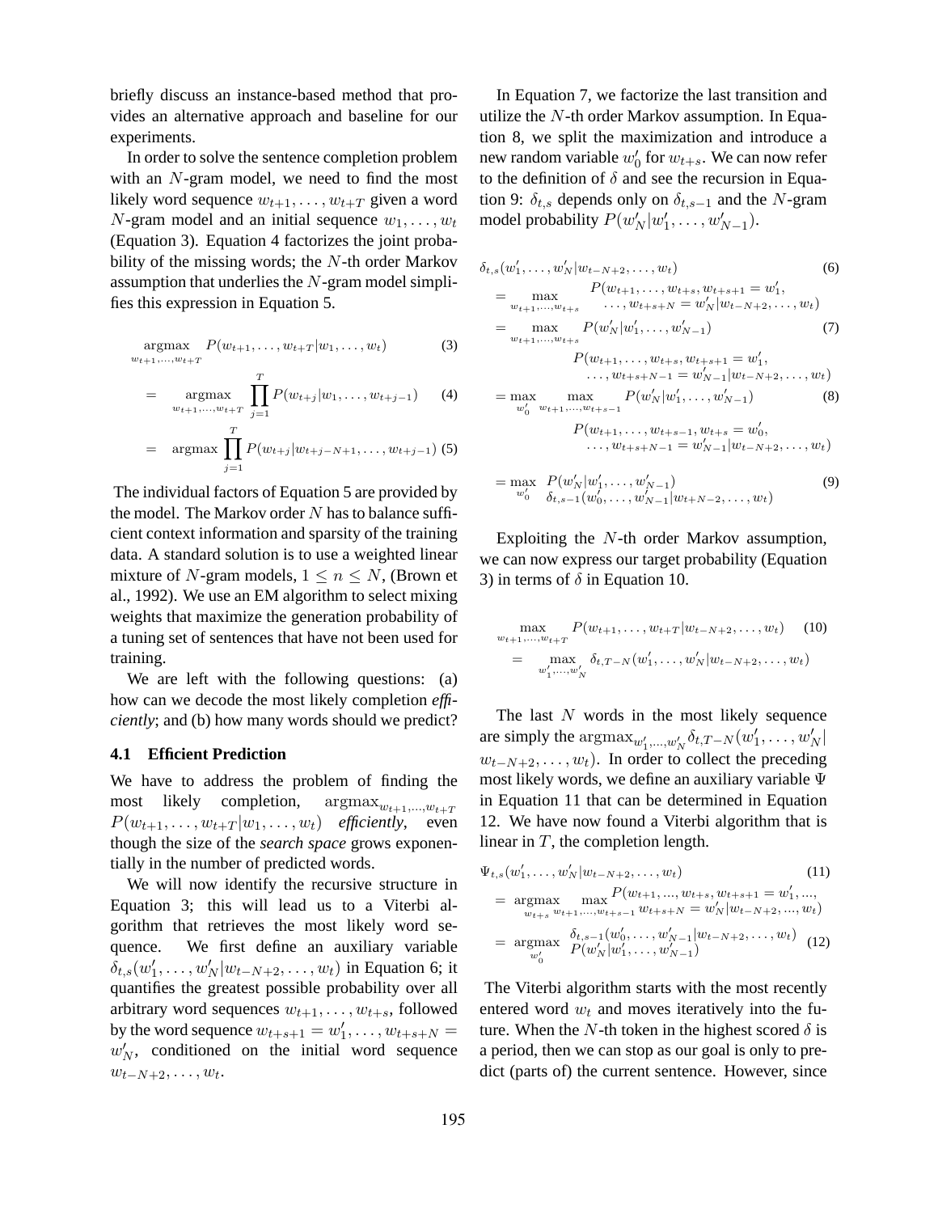briefly discuss an instance-based method that provides an alternative approach and baseline for our experiments.

In order to solve the sentence completion problem with an $N$-gram model, we need to find the most likely word sequence $w_{t+1}, \ldots, w_{t+T}$ given a word $N$-gram model and an initial sequence $w_1, \ldots, w_t$ (Equation 3). Equation 4 factorizes the joint probability of the missing words; the $N$-th order Markov assumption that underlies the $N$-gram model simplifies this expression in Equation 5.

$$\underset{w_{t+1},\ldots,w_{t+T}}{\operatorname{argmax}} P(w_{t+1}, \ldots, w_{t+T} | w_1, \ldots, w_t) \tag{3}$$

$$= \underset{w_{t+1},\ldots,w_{t+T}}{\operatorname{argmax}} \prod_{j=1}^{T} P(w_{t+j} | w_1, \ldots, w_{t+j-1}) \tag{4}$$

$$= \operatorname{argmax} \prod_{j=1}^{T} P(w_{t+j} | w_{t+j-N+1}, \ldots, w_{t+j-1}) \tag{5}$$

The individual factors of Equation 5 are provided by the model. The Markov order $N$ has to balance sufficient context information and sparsity of the training data. A standard solution is to use a weighted linear mixture of $N$-gram models, $1 \leq n \leq N$, (Brown et al., 1992). We use an EM algorithm to select mixing weights that maximize the generation probability of a tuning set of sentences that have not been used for training.

We are left with the following questions: (a) how can we decode the most likely completion *efficiently*; and (b) how many words should we predict?

### 4.1 Efficient Prediction

We have to address the problem of finding the most likely completion, $\operatorname{argmax}_{w_{t+1},\ldots,w_{t+T}} P(w_{t+1}, \ldots, w_{t+T} | w_1, \ldots, w_t)$ ***efficiently***, even though the size of the ***search space*** grows exponentially in the number of predicted words.

We will now identify the recursive structure in Equation 3; this will lead us to a Viterbi algorithm that retrieves the most likely word sequence. We first define an auxiliary variable $\delta_{t,s}(w'_1, \ldots, w'_N | w_{t-N+2}, \ldots, w_t)$ in Equation 6; it quantifies the greatest possible probability over all arbitrary word sequences $w_{t+1}, \ldots, w_{t+s}$, followed by the word sequence $w_{t+s+1} = w'_1, \ldots, w_{t+s+N} = w'_N$, conditioned on the initial word sequence $w_{t-N+2}, \ldots, w_t$.

In Equation 7, we factorize the last transition and utilize the $N$-th order Markov assumption. In Equation 8, we split the maximization and introduce a new random variable $w'_0$ for $w_{t+s}$. We can now refer to the definition of $\delta$ and see the recursion in Equation 9: $\delta_{t,s}$ depends only on $\delta_{t,s-1}$ and the $N$-gram model probability $P(w'_N | w'_1, \ldots, w'_{N-1})$.

$$\delta_{t,s}(w'_1, \ldots, w'_N | w_{t-N+2}, \ldots, w_t) \tag{6}$$

$$= \max_{w_{t+1},\ldots,w_{t+s}} P(w_{t+1}, \ldots, w_{t+s}, w_{t+s+1} = w'_1, \ldots, w_{t+s+N} = w'_N | w_{t-N+2}, \ldots, w_t)$$

$$= \max_{w_{t+1},\ldots,w_{t+s}} P(w'_N | w'_1, \ldots, w'_{N-1}) \tag{7}$$

$$P(w_{t+1}, \ldots, w_{t+s}, w_{t+s+1} = w'_1, \ldots, w_{t+s+N-1} = w'_{N-1} | w_{t-N+2}, \ldots, w_t)$$

$$= \max_{w'_0} \max_{w_{t+1},\ldots,w_{t+s-1}} P(w'_N | w'_1, \ldots, w'_{N-1}) \tag{8}$$

$$P(w_{t+1}, \ldots, w_{t+s-1}, w_{t+s} = w'_0, \ldots, w_{t+s+N-1} = w'_{N-1} | w_{t-N+2}, \ldots, w_t)$$

$$= \max_{w'_0} P(w'_N | w'_1, \ldots, w'_{N-1}) \, \delta_{t,s-1}(w'_0, \ldots, w'_{N-1} | w_{t+N-2}, \ldots, w_t) \tag{9}$$

Exploiting the $N$-th order Markov assumption, we can now express our target probability (Equation 3) in terms of $\delta$ in Equation 10.

$$\max_{w_{t+1},\ldots,w_{t+T}} P(w_{t+1}, \ldots, w_{t+T} | w_{t-N+2}, \ldots, w_t) \tag{10}$$

$$= \max_{w'_1,\ldots,w'_N} \delta_{t,T-N}(w'_1, \ldots, w'_N | w_{t-N+2}, \ldots, w_t)$$

The last $N$ words in the most likely sequence are simply the $\operatorname{argmax}_{w'_1,\ldots,w'_N} \delta_{t,T-N}(w'_1, \ldots, w'_N | w_{t-N+2}, \ldots, w_t)$. In order to collect the preceding most likely words, we define an auxiliary variable $\Psi$ in Equation 11 that can be determined in Equation 12. We have now found a Viterbi algorithm that is linear in $T$, the completion length.

$$\Psi_{t,s}(w'_1, \ldots, w'_N | w_{t-N+2}, \ldots, w_t) \tag{11}$$

$$= \underset{w_{t+s}}{\operatorname{argmax}} \max_{w_{t+1},\ldots,w_{t+s-1}} P(w_{t+1}, ..., w_{t+s}, w_{t+s+1} = w'_1, ..., w_{t+s+N} = w'_N | w_{t-N+2}, ..., w_t)$$

$$= \underset{w'_0}{\operatorname{argmax}} \, \delta_{t,s-1}(w'_0, \ldots, w'_{N-1} | w_{t-N+2}, \ldots, w_t) \, P(w'_N | w'_1, \ldots, w'_{N-1}) \tag{12}$$

The Viterbi algorithm starts with the most recently entered word $w_t$ and moves iteratively into the future. When the $N$-th token in the highest scored $\delta$ is a period, then we can stop as our goal is only to predict (parts of) the current sentence. However, since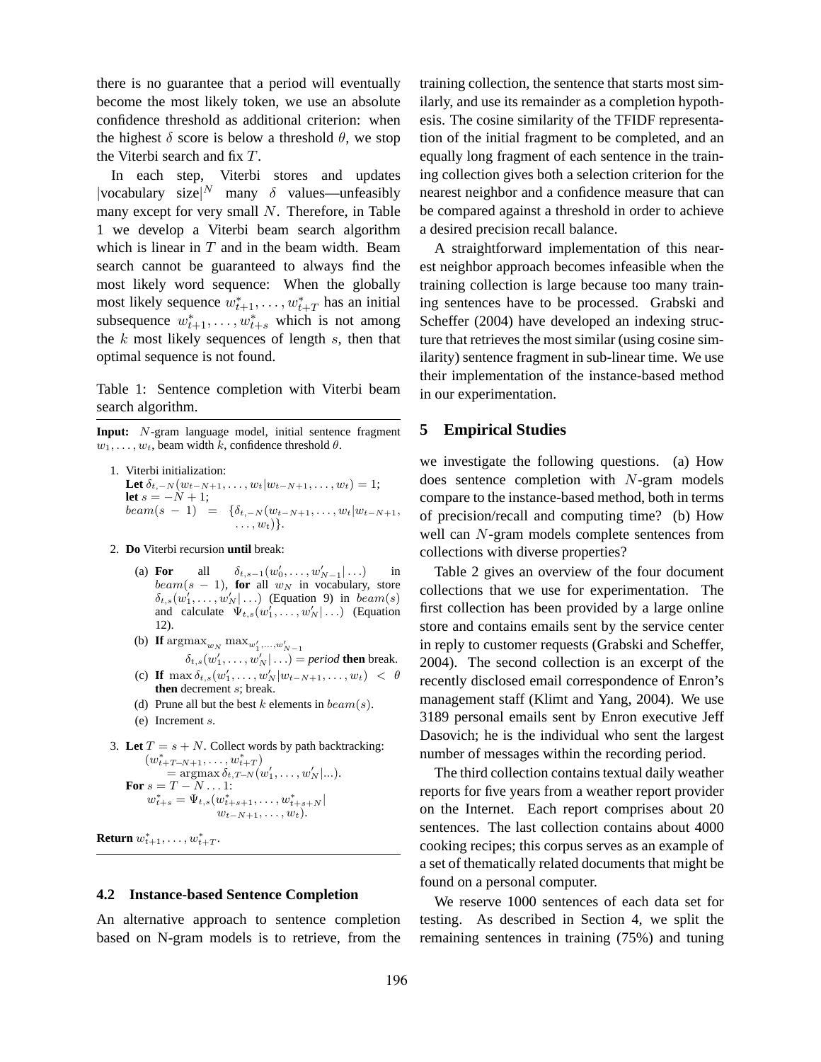there is no guarantee that a period will eventually become the most likely token, we use an absolute confidence threshold as additional criterion: when the highest $\delta$ score is below a threshold $\theta$, we stop the Viterbi search and fix $T$.

In each step, Viterbi stores and updates $|\text{vocabulary size}|^N$ many $\delta$ values—unfeasibly many except for very small $N$. Therefore, in Table 1 we develop a Viterbi beam search algorithm which is linear in $T$ and in the beam width. Beam search cannot be guaranteed to always find the most likely word sequence: When the globally most likely sequence $w^*_{t+1}, \ldots, w^*_{t+T}$ has an initial subsequence $w^*_{t+1}, \ldots, w^*_{t+s}$ which is not among the $k$ most likely sequences of length $s$, then that optimal sequence is not found.

Table 1: Sentence completion with Viterbi beam search algorithm.

**Input:** $N$-gram language model, initial sentence fragment $w_1, \ldots, w_t$, beam width $k$, confidence threshold $\theta$.

1. Viterbi initialization:
   **Let** $\delta_{t,-N}(w_{t-N+1}, \ldots, w_t | w_{t-N+1}, \ldots, w_t) = 1$;
   **let** $s = -N + 1$;
   $beam(s-1) = \{\delta_{t,-N}(w_{t-N+1}, \ldots, w_t | w_{t-N+1}, \ldots, w_t)\}$.
2. **Do** Viterbi recursion **until** break:
   (a) **For** all $\delta_{t,s-1}(w'_0, \ldots, w'_{N-1} | \ldots)$ in $beam(s-1)$, **for** all $w_N$ in vocabulary, store $\delta_{t,s}(w'_1, \ldots, w'_N | \ldots)$ (Equation 9) in $beam(s)$ and calculate $\Psi_{t,s}(w'_1, \ldots, w'_N | \ldots)$ (Equation 12).
   (b) **If** $\text{argmax}_{w_N} \max_{w'_1,\ldots,w'_{N-1}} \delta_{t,s}(w'_1, \ldots, w'_N | \ldots) =$ *period* **then** break.
   (c) **If** $\max \delta_{t,s}(w'_1, \ldots, w'_N | w_{t-N+1}, \ldots, w_t) < \theta$ **then** decrement $s$; break.
   (d) Prune all but the best $k$ elements in $beam(s)$.
   (e) Increment $s$.
3. **Let** $T = s + N$. Collect words by path backtracking:
   $(w^*_{t+T-N+1}, \ldots, w^*_{t+T}) = \text{argmax}\, \delta_{t,T-N}(w'_1, \ldots, w'_N | \ldots)$.
   **For** $s = T - N \ldots 1$:
   $w^*_{t+s} = \Psi_{t,s}(w^*_{t+s+1}, \ldots, w^*_{t+s+N} | w_{t-N+1}, \ldots, w_t)$.

**Return** $w^*_{t+1}, \ldots, w^*_{t+T}$.

### 4.2 Instance-based Sentence Completion

An alternative approach to sentence completion based on N-gram models is to retrieve, from the training collection, the sentence that starts most similarly, and use its remainder as a completion hypothesis. The cosine similarity of the TFIDF representation of the initial fragment to be completed, and an equally long fragment of each sentence in the training collection gives both a selection criterion for the nearest neighbor and a confidence measure that can be compared against a threshold in order to achieve a desired precision recall balance.

A straightforward implementation of this nearest neighbor approach becomes infeasible when the training collection is large because too many training sentences have to be processed. Grabski and Scheffer (2004) have developed an indexing structure that retrieves the most similar (using cosine similarity) sentence fragment in sub-linear time. We use their implementation of the instance-based method in our experimentation.

## 5 Empirical Studies

we investigate the following questions. (a) How does sentence completion with $N$-gram models compare to the instance-based method, both in terms of precision/recall and computing time? (b) How well can $N$-gram models complete sentences from collections with diverse properties?

Table 2 gives an overview of the four document collections that we use for experimentation. The first collection has been provided by a large online store and contains emails sent by the service center in reply to customer requests (Grabski and Scheffer, 2004). The second collection is an excerpt of the recently disclosed email correspondence of Enron's management staff (Klimt and Yang, 2004). We use 3189 personal emails sent by Enron executive Jeff Dasovich; he is the individual who sent the largest number of messages within the recording period.

The third collection contains textual daily weather reports for five years from a weather report provider on the Internet. Each report comprises about 20 sentences. The last collection contains about 4000 cooking recipes; this corpus serves as an example of a set of thematically related documents that might be found on a personal computer.

We reserve 1000 sentences of each data set for testing. As described in Section 4, we split the remaining sentences in training (75%) and tuning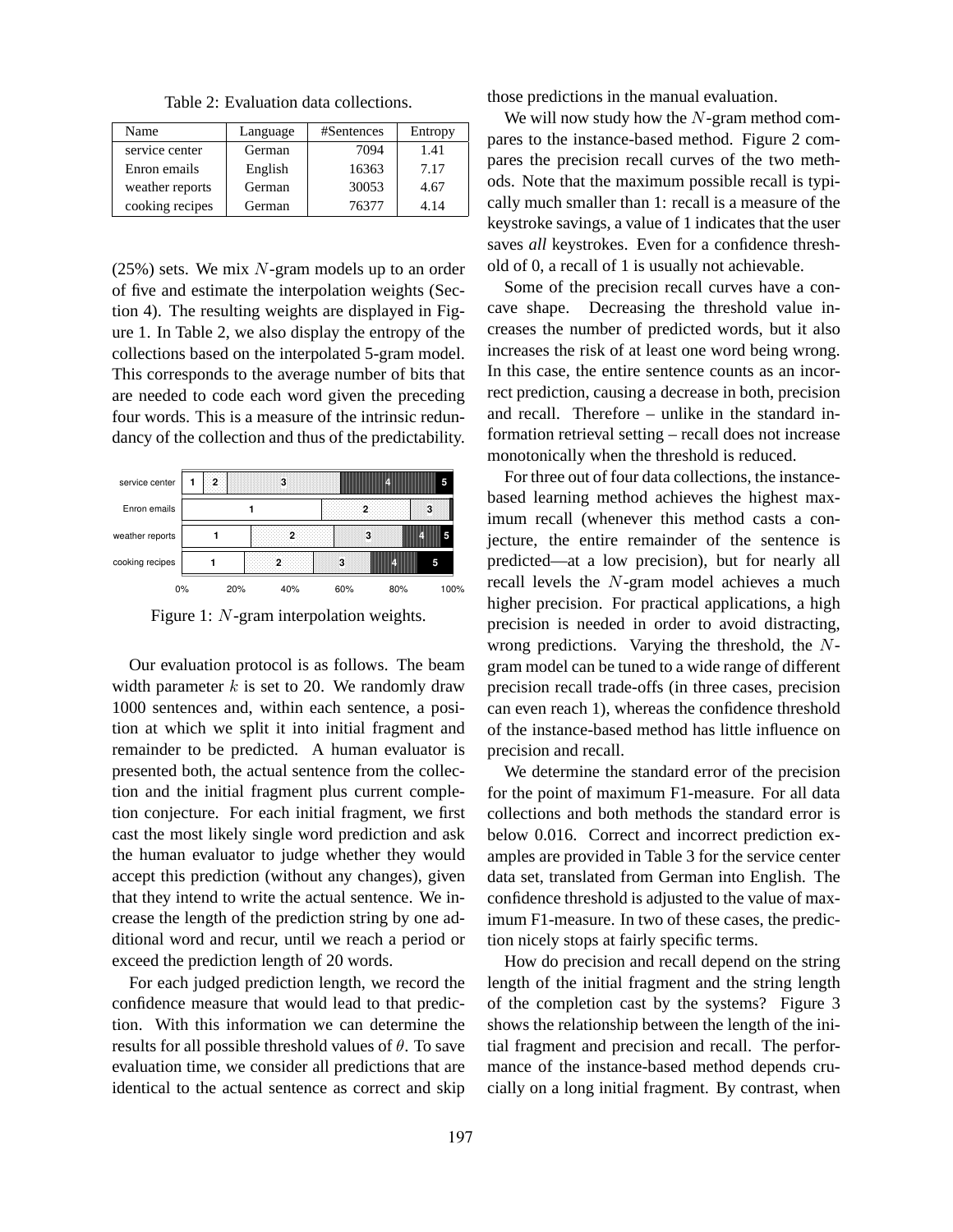Table 2: Evaluation data collections.

| Name | Language | #Sentences | Entropy |
|---|---|---|---|
| service center | German | 7094 | 1.41 |
| Enron emails | English | 16363 | 7.17 |
| weather reports | German | 30053 | 4.67 |
| cooking recipes | German | 76377 | 4.14 |

(25%) sets. We mix $N$-gram models up to an order of five and estimate the interpolation weights (Section 4). The resulting weights are displayed in Figure 1. In Table 2, we also display the entropy of the collections based on the interpolated 5-gram model. This corresponds to the average number of bits that are needed to code each word given the preceding four words. This is a measure of the intrinsic redundancy of the collection and thus of the predictability.

Figure 1: $N$-gram interpolation weights.

Our evaluation protocol is as follows. The beam width parameter $k$ is set to 20. We randomly draw 1000 sentences and, within each sentence, a position at which we split it into initial fragment and remainder to be predicted. A human evaluator is presented both, the actual sentence from the collection and the initial fragment plus current completion conjecture. For each initial fragment, we first cast the most likely single word prediction and ask the human evaluator to judge whether they would accept this prediction (without any changes), given that they intend to write the actual sentence. We increase the length of the prediction string by one additional word and recur, until we reach a period or exceed the prediction length of 20 words.

For each judged prediction length, we record the confidence measure that would lead to that prediction. With this information we can determine the results for all possible threshold values of $\theta$. To save evaluation time, we consider all predictions that are identical to the actual sentence as correct and skip those predictions in the manual evaluation.

We will now study how the $N$-gram method compares to the instance-based method. Figure 2 compares the precision recall curves of the two methods. Note that the maximum possible recall is typically much smaller than 1: recall is a measure of the keystroke savings, a value of 1 indicates that the user saves *all* keystrokes. Even for a confidence threshold of 0, a recall of 1 is usually not achievable.

Some of the precision recall curves have a concave shape. Decreasing the threshold value increases the number of predicted words, but it also increases the risk of at least one word being wrong. In this case, the entire sentence counts as an incorrect prediction, causing a decrease in both, precision and recall. Therefore – unlike in the standard information retrieval setting – recall does not increase monotonically when the threshold is reduced.

For three out of four data collections, the instance-based learning method achieves the highest maximum recall (whenever this method casts a conjecture, the entire remainder of the sentence is predicted—at a low precision), but for nearly all recall levels the $N$-gram model achieves a much higher precision. For practical applications, a high precision is needed in order to avoid distracting, wrong predictions. Varying the threshold, the $N$-gram model can be tuned to a wide range of different precision recall trade-offs (in three cases, precision can even reach 1), whereas the confidence threshold of the instance-based method has little influence on precision and recall.

We determine the standard error of the precision for the point of maximum F1-measure. For all data collections and both methods the standard error is below 0.016. Correct and incorrect prediction examples are provided in Table 3 for the service center data set, translated from German into English. The confidence threshold is adjusted to the value of maximum F1-measure. In two of these cases, the prediction nicely stops at fairly specific terms.

How do precision and recall depend on the string length of the initial fragment and the string length of the completion cast by the systems? Figure 3 shows the relationship between the length of the initial fragment and precision and recall. The performance of the instance-based method depends crucially on a long initial fragment. By contrast, when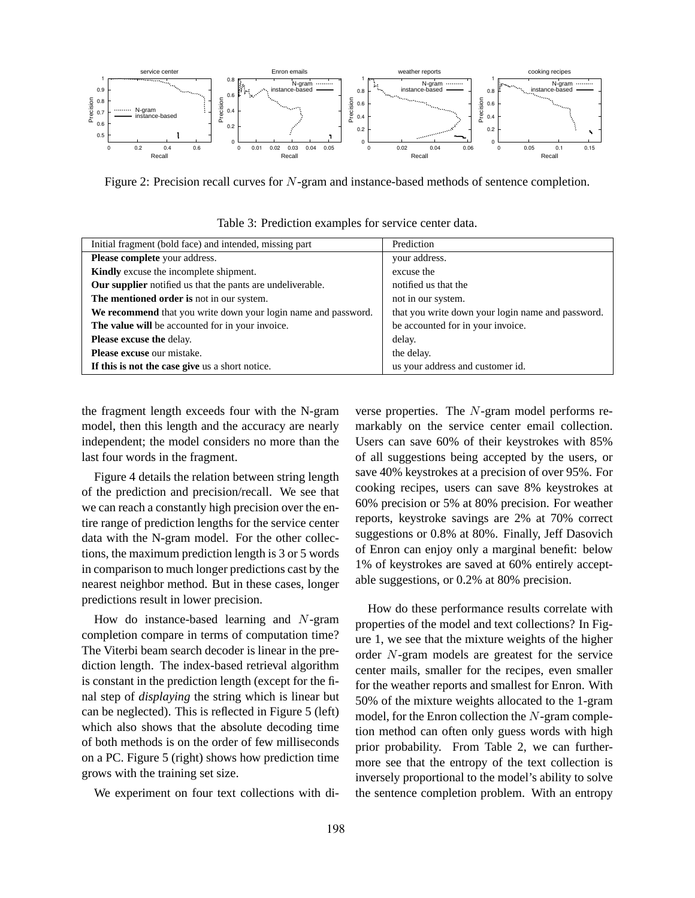Figure 2: Precision recall curves for $N$-gram and instance-based methods of sentence completion.

Table 3: Prediction examples for service center data.

| Initial fragment (bold face) and intended, missing part | Prediction |
|---|---|
| **Please complete** your address. | your address. |
| **Kindly** excuse the incomplete shipment. | excuse the |
| **Our supplier** notified us that the pants are undeliverable. | notified us that the |
| **The mentioned order is** not in our system. | not in our system. |
| **We recommend** that you write down your login name and password. | that you write down your login name and password. |
| **The value will** be accounted for in your invoice. | be accounted for in your invoice. |
| **Please excuse the** delay. | delay. |
| **Please excuse** our mistake. | the delay. |
| **If this is not the case give** us a short notice. | us your address and customer id. |

the fragment length exceeds four with the N-gram model, then this length and the accuracy are nearly independent; the model considers no more than the last four words in the fragment.

Figure 4 details the relation between string length of the prediction and precision/recall. We see that we can reach a constantly high precision over the entire range of prediction lengths for the service center data with the N-gram model. For the other collections, the maximum prediction length is 3 or 5 words in comparison to much longer predictions cast by the nearest neighbor method. But in these cases, longer predictions result in lower precision.

How do instance-based learning and $N$-gram completion compare in terms of computation time? The Viterbi beam search decoder is linear in the prediction length. The index-based retrieval algorithm is constant in the prediction length (except for the final step of *displaying* the string which is linear but can be neglected). This is reflected in Figure 5 (left) which also shows that the absolute decoding time of both methods is on the order of few milliseconds on a PC. Figure 5 (right) shows how prediction time grows with the training set size.

We experiment on four text collections with diverse properties. The $N$-gram model performs remarkably on the service center email collection. Users can save 60% of their keystrokes with 85% of all suggestions being accepted by the users, or save 40% keystrokes at a precision of over 95%. For cooking recipes, users can save 8% keystrokes at 60% precision or 5% at 80% precision. For weather reports, keystroke savings are 2% at 70% correct suggestions or 0.8% at 80%. Finally, Jeff Dasovich of Enron can enjoy only a marginal benefit: below 1% of keystrokes are saved at 60% entirely acceptable suggestions, or 0.2% at 80% precision.

How do these performance results correlate with properties of the model and text collections? In Figure 1, we see that the mixture weights of the higher order $N$-gram models are greatest for the service center mails, smaller for the recipes, even smaller for the weather reports and smallest for Enron. With 50% of the mixture weights allocated to the 1-gram model, for the Enron collection the $N$-gram completion method can often only guess words with high prior probability. From Table 2, we can furthermore see that the entropy of the text collection is inversely proportional to the model's ability to solve the sentence completion problem. With an entropy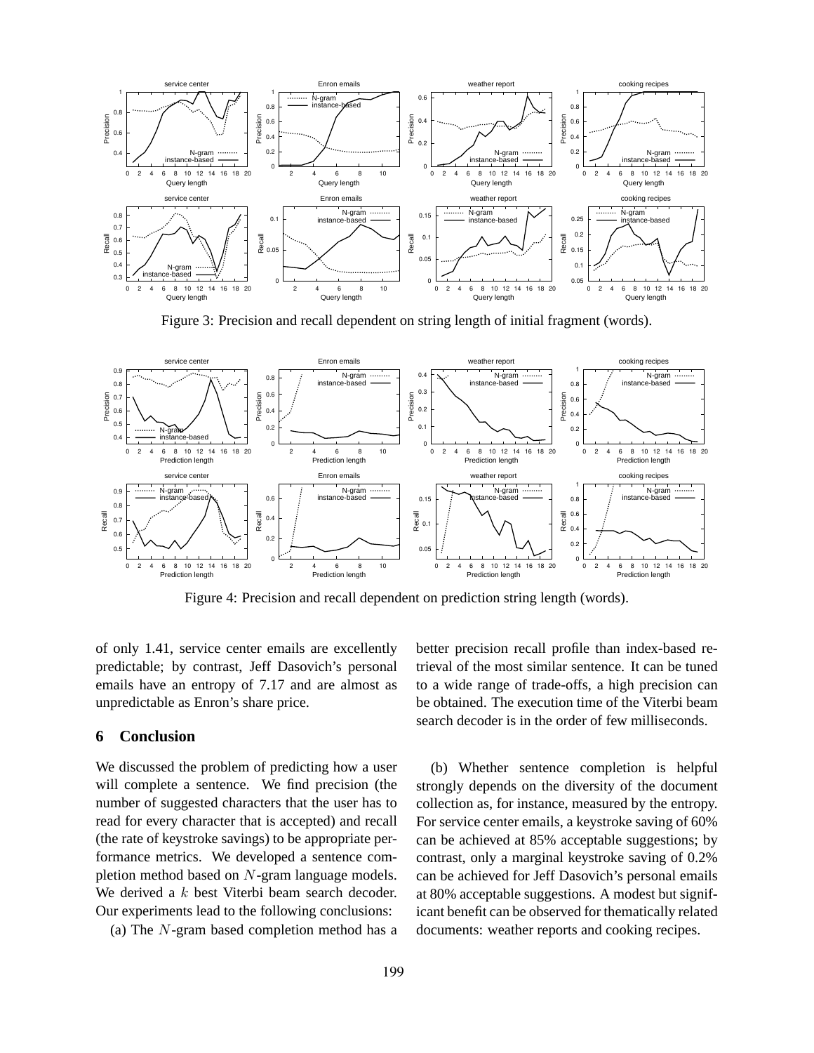Figure 3: Precision and recall dependent on string length of initial fragment (words).

Figure 4: Precision and recall dependent on prediction string length (words).

of only 1.41, service center emails are excellently predictable; by contrast, Jeff Dasovich's personal emails have an entropy of 7.17 and are almost as unpredictable as Enron's share price.

## 6 Conclusion

We discussed the problem of predicting how a user will complete a sentence. We find precision (the number of suggested characters that the user has to read for every character that is accepted) and recall (the rate of keystroke savings) to be appropriate performance metrics. We developed a sentence completion method based on $N$-gram language models. We derived a $k$ best Viterbi beam search decoder. Our experiments lead to the following conclusions:

(a) The $N$-gram based completion method has a better precision recall profile than index-based retrieval of the most similar sentence. It can be tuned to a wide range of trade-offs, a high precision can be obtained. The execution time of the Viterbi beam search decoder is in the order of few milliseconds.

(b) Whether sentence completion is helpful strongly depends on the diversity of the document collection as, for instance, measured by the entropy. For service center emails, a keystroke saving of 60% can be achieved at 85% acceptable suggestions; by contrast, only a marginal keystroke saving of 0.2% can be achieved for Jeff Dasovich's personal emails at 80% acceptable suggestions. A modest but significant benefit can be observed for thematically related documents: weather reports and cooking recipes.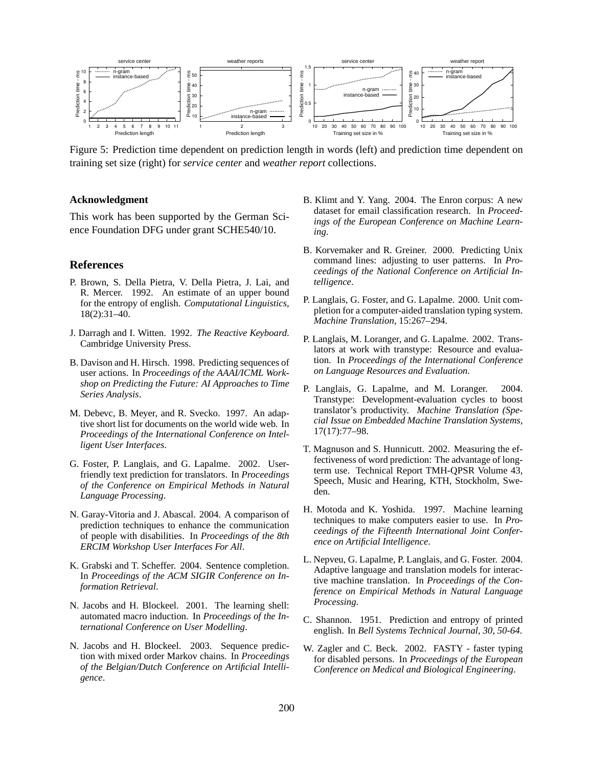service center

Prediction time - ms

0 2 4 6 8 10

n-gram
instance-based

1 2 3 4 5 6 7 8 9 10 11

Prediction length

weather reports

Prediction time - ms

10 20 30 40 50

n-gram
instance-based

1 2 3

Prediction length

service center

Prediction time - ms

0 0.5 1 1.5

n-gram
instance-based

10 20 30 40 50 60 70 80 90 100

Training set size in %

weather report

Prediction time - ms

0 10 20 30 40

n-gram
instance-based

10 20 30 40 50 60 70 80 90 100

Training set size in %

Figure 5: Prediction time dependent on prediction length in words (left) and prediction time dependent on training set size (right) for *service center* and *weather report* collections.

### Acknowledgment

This work has been supported by the German Science Foundation DFG under grant SCHE540/10.

## References

P. Brown, S. Della Pietra, V. Della Pietra, J. Lai, and R. Mercer. 1992. An estimate of an upper bound for the entropy of english. *Computational Linguistics*, 18(2):31–40.

J. Darragh and I. Witten. 1992. *The Reactive Keyboard*. Cambridge University Press.

B. Davison and H. Hirsch. 1998. Predicting sequences of user actions. In *Proceedings of the AAAI/ICML Workshop on Predicting the Future: AI Approaches to Time Series Analysis*.

M. Debevc, B. Meyer, and R. Svecko. 1997. An adaptive short list for documents on the world wide web. In *Proceedings of the International Conference on Intelligent User Interfaces*.

G. Foster, P. Langlais, and G. Lapalme. 2002. User-friendly text prediction for translators. In *Proceedings of the Conference on Empirical Methods in Natural Language Processing*.

N. Garay-Vitoria and J. Abascal. 2004. A comparison of prediction techniques to enhance the communication of people with disabilities. In *Proceedings of the 8th ERCIM Workshop User Interfaces For All*.

K. Grabski and T. Scheffer. 2004. Sentence completion. In *Proceedings of the ACM SIGIR Conference on Information Retrieval*.

N. Jacobs and H. Blockeel. 2001. The learning shell: automated macro induction. In *Proceedings of the International Conference on User Modelling*.

N. Jacobs and H. Blockeel. 2003. Sequence prediction with mixed order Markov chains. In *Proceedings of the Belgian/Dutch Conference on Artificial Intelligence*.

B. Klimt and Y. Yang. 2004. The Enron corpus: A new dataset for email classification research. In *Proceedings of the European Conference on Machine Learning*.

B. Korvemaker and R. Greiner. 2000. Predicting Unix command lines: adjusting to user patterns. In *Proceedings of the National Conference on Artificial Intelligence*.

P. Langlais, G. Foster, and G. Lapalme. 2000. Unit completion for a computer-aided translation typing system. *Machine Translation*, 15:267–294.

P. Langlais, M. Loranger, and G. Lapalme. 2002. Translators at work with transtype: Resource and evaluation. In *Proceedings of the International Conference on Language Resources and Evaluation*.

P. Langlais, G. Lapalme, and M. Loranger. 2004. Transtype: Development-evaluation cycles to boost translator's productivity. *Machine Translation (Special Issue on Embedded Machine Translation Systems*, 17(17):77–98.

T. Magnuson and S. Hunnicutt. 2002. Measuring the effectiveness of word prediction: The advantage of long-term use. Technical Report TMH-QPSR Volume 43, Speech, Music and Hearing, KTH, Stockholm, Sweden.

H. Motoda and K. Yoshida. 1997. Machine learning techniques to make computers easier to use. In *Proceedings of the Fifteenth International Joint Conference on Artificial Intelligence*.

L. Nepveu, G. Lapalme, P. Langlais, and G. Foster. 2004. Adaptive language and translation models for interactive machine translation. In *Proceedings of the Conference on Empirical Methods in Natural Language Processing*.

C. Shannon. 1951. Prediction and entropy of printed english. In *Bell Systems Technical Journal, 30, 50-64*.

W. Zagler and C. Beck. 2002. FASTY - faster typing for disabled persons. In *Proceedings of the European Conference on Medical and Biological Engineering*.